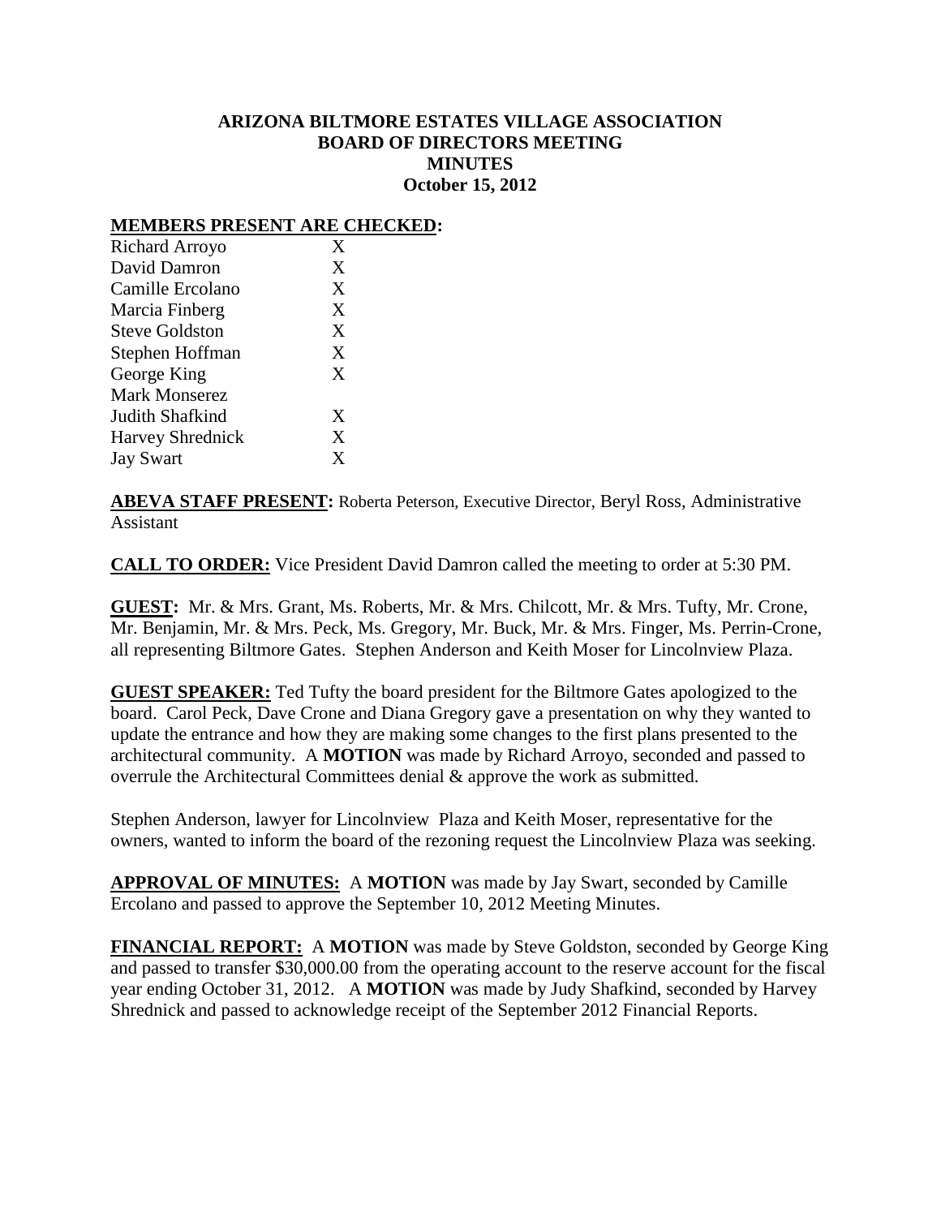# ARIZONA BILTMORE ESTATES VILLAGE ASSOCIATION
## BOARD OF DIRECTORS MEETING
## MINUTES
### October 15, 2012

**MEMBERS PRESENT ARE CHECKED:**

| | |
|---|---|
| Richard Arroyo | X |
| David Damron | X |
| Camille Ercolano | X |
| Marcia Finberg | X |
| Steve Goldston | X |
| Stephen Hoffman | X |
| George King | X |
| Mark Monserez | |
| Judith Shafkind | X |
| Harvey Shrednick | X |
| Jay Swart | X |

**ABEVA STAFF PRESENT:** Roberta Peterson, Executive Director, Beryl Ross, Administrative Assistant

**CALL TO ORDER:** Vice President David Damron called the meeting to order at 5:30 PM.

**GUEST:** Mr. & Mrs. Grant, Ms. Roberts, Mr. & Mrs. Chilcott, Mr. & Mrs. Tufty, Mr. Crone, Mr. Benjamin, Mr. & Mrs. Peck, Ms. Gregory, Mr. Buck, Mr. & Mrs. Finger, Ms. Perrin-Crone, all representing Biltmore Gates. Stephen Anderson and Keith Moser for Lincolnview Plaza.

**GUEST SPEAKER:** Ted Tufty the board president for the Biltmore Gates apologized to the board. Carol Peck, Dave Crone and Diana Gregory gave a presentation on why they wanted to update the entrance and how they are making some changes to the first plans presented to the architectural community. A **MOTION** was made by Richard Arroyo, seconded and passed to overrule the Architectural Committees denial & approve the work as submitted.

Stephen Anderson, lawyer for Lincolnview Plaza and Keith Moser, representative for the owners, wanted to inform the board of the rezoning request the Lincolnview Plaza was seeking.

**APPROVAL OF MINUTES:** A **MOTION** was made by Jay Swart, seconded by Camille Ercolano and passed to approve the September 10, 2012 Meeting Minutes.

**FINANCIAL REPORT:** A **MOTION** was made by Steve Goldston, seconded by George King and passed to transfer $30,000.00 from the operating account to the reserve account for the fiscal year ending October 31, 2012. A **MOTION** was made by Judy Shafkind, seconded by Harvey Shrednick and passed to acknowledge receipt of the September 2012 Financial Reports.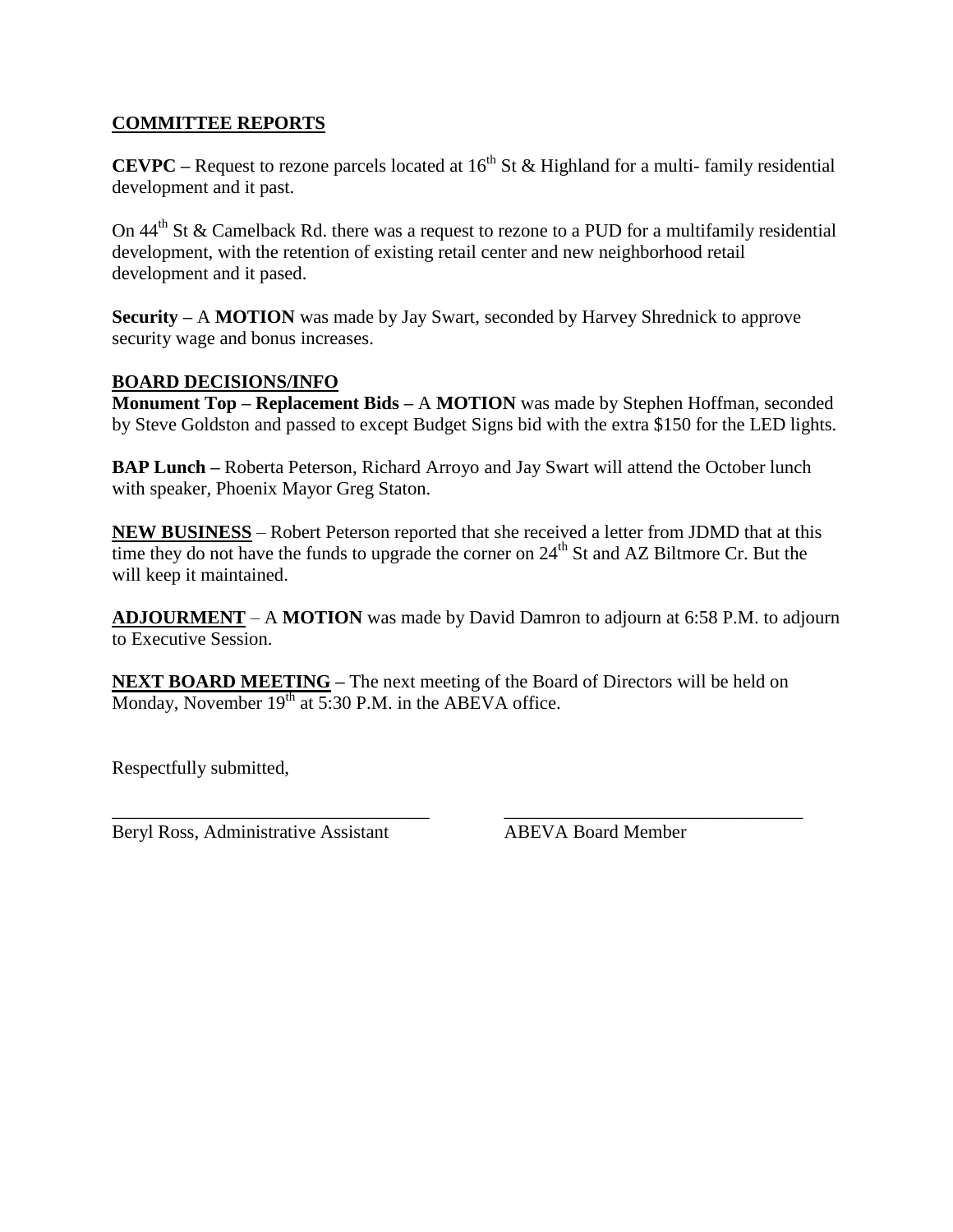## COMMITTEE REPORTS

**CEVPC –** Request to rezone parcels located at 16th St & Highland for a multi- family residential development and it past.

On 44th St & Camelback Rd. there was a request to rezone to a PUD for a multifamily residential development, with the retention of existing retail center and new neighborhood retail development and it pased.

**Security –** A **MOTION** was made by Jay Swart, seconded by Harvey Shrednick to approve security wage and bonus increases.

## BOARD DECISIONS/INFO

**Monument Top – Replacement Bids –** A **MOTION** was made by Stephen Hoffman, seconded by Steve Goldston and passed to except Budget Signs bid with the extra $150 for the LED lights.

**BAP Lunch –** Roberta Peterson, Richard Arroyo and Jay Swart will attend the October lunch with speaker, Phoenix Mayor Greg Staton.

**NEW BUSINESS** – Robert Peterson reported that she received a letter from JDMD that at this time they do not have the funds to upgrade the corner on 24th St and AZ Biltmore Cr. But the will keep it maintained.

**ADJOURMENT** – A **MOTION** was made by David Damron to adjourn at 6:58 P.M. to adjourn to Executive Session.

**NEXT BOARD MEETING –** The next meeting of the Board of Directors will be held on Monday, November 19th at 5:30 P.M. in the ABEVA office.

Respectfully submitted,

\_\_\_\_\_\_\_\_\_\_\_\_\_\_\_\_\_\_\_\_\_\_\_\_\_\_\_\_\_\_\_\_\_\_\_ \_\_\_\_\_\_\_\_\_\_\_\_\_\_\_\_\_\_\_\_\_\_\_\_\_\_\_\_\_\_\_\_\_

Beryl Ross, Administrative Assistant ABEVA Board Member